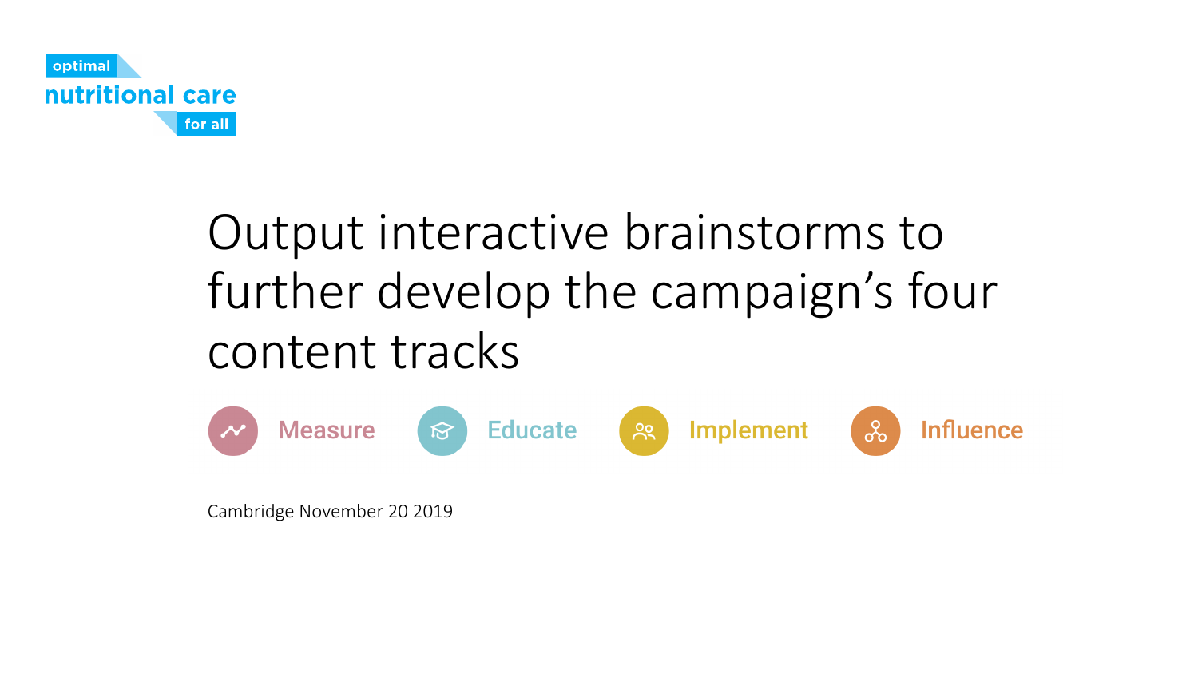optimal
nutritional care
for all

# Output interactive brainstorms to further develop the campaign's four content tracks

Measure Educate Implement Influence

Cambridge November 20 2019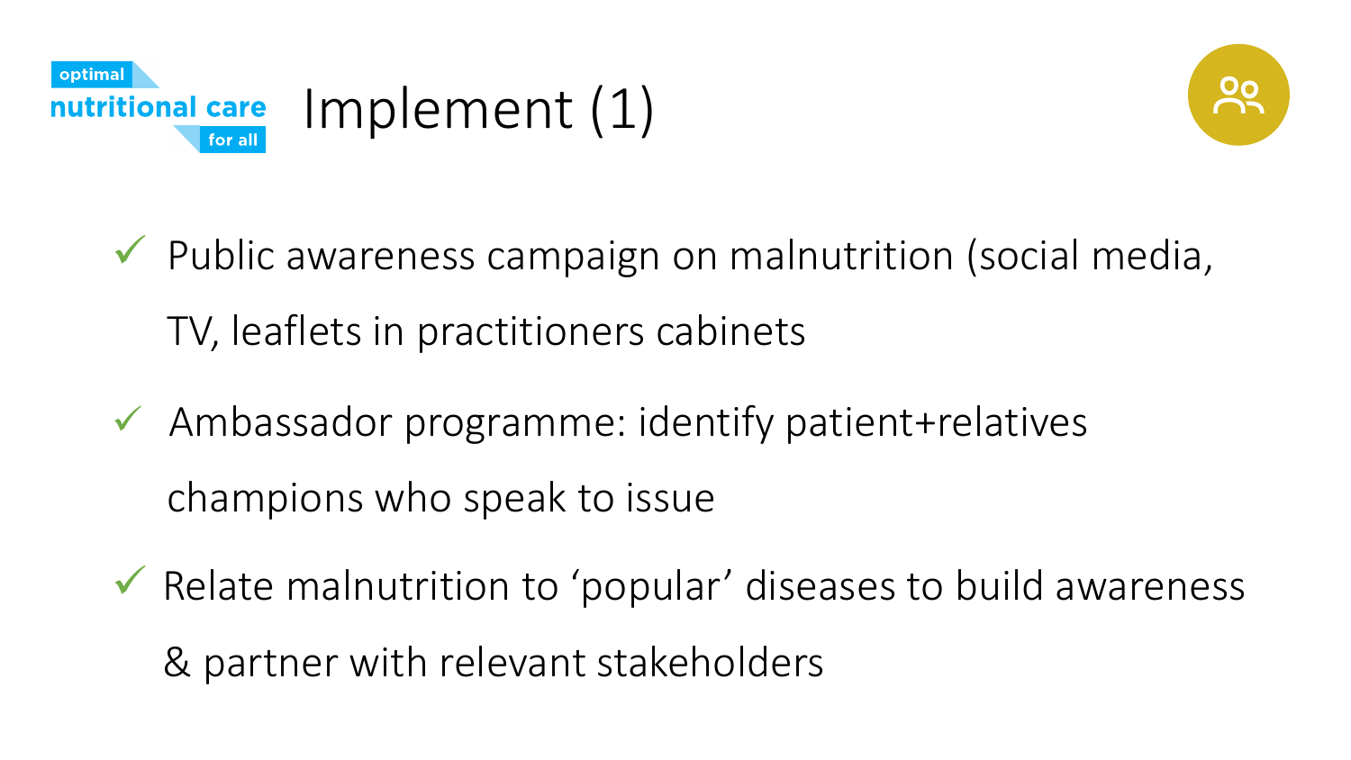optimal nutritional care for all

# Implement (1)

- ✓ Public awareness campaign on malnutrition (social media, TV, leaflets in practitioners cabinets
- ✓ Ambassador programme: identify patient+relatives champions who speak to issue
- ✓ Relate malnutrition to ‘popular’ diseases to build awareness & partner with relevant stakeholders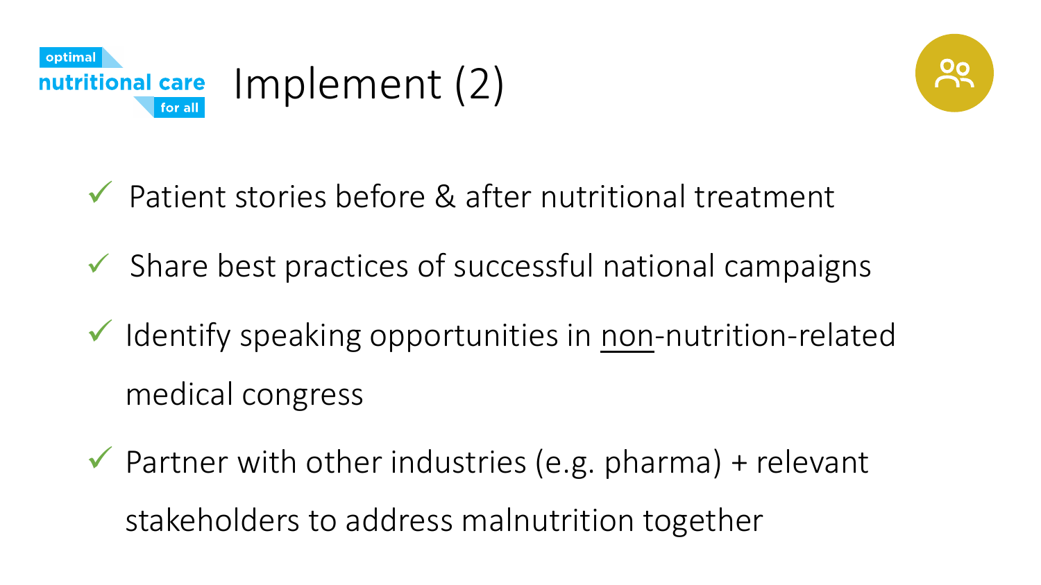optimal nutritional care for all

# Implement (2)

- ✓ Patient stories before & after nutritional treatment
- ✓ Share best practices of successful national campaigns
- ✓ Identify speaking opportunities in <u>non</u>-nutrition-related medical congress
- ✓ Partner with other industries (e.g. pharma) + relevant stakeholders to address malnutrition together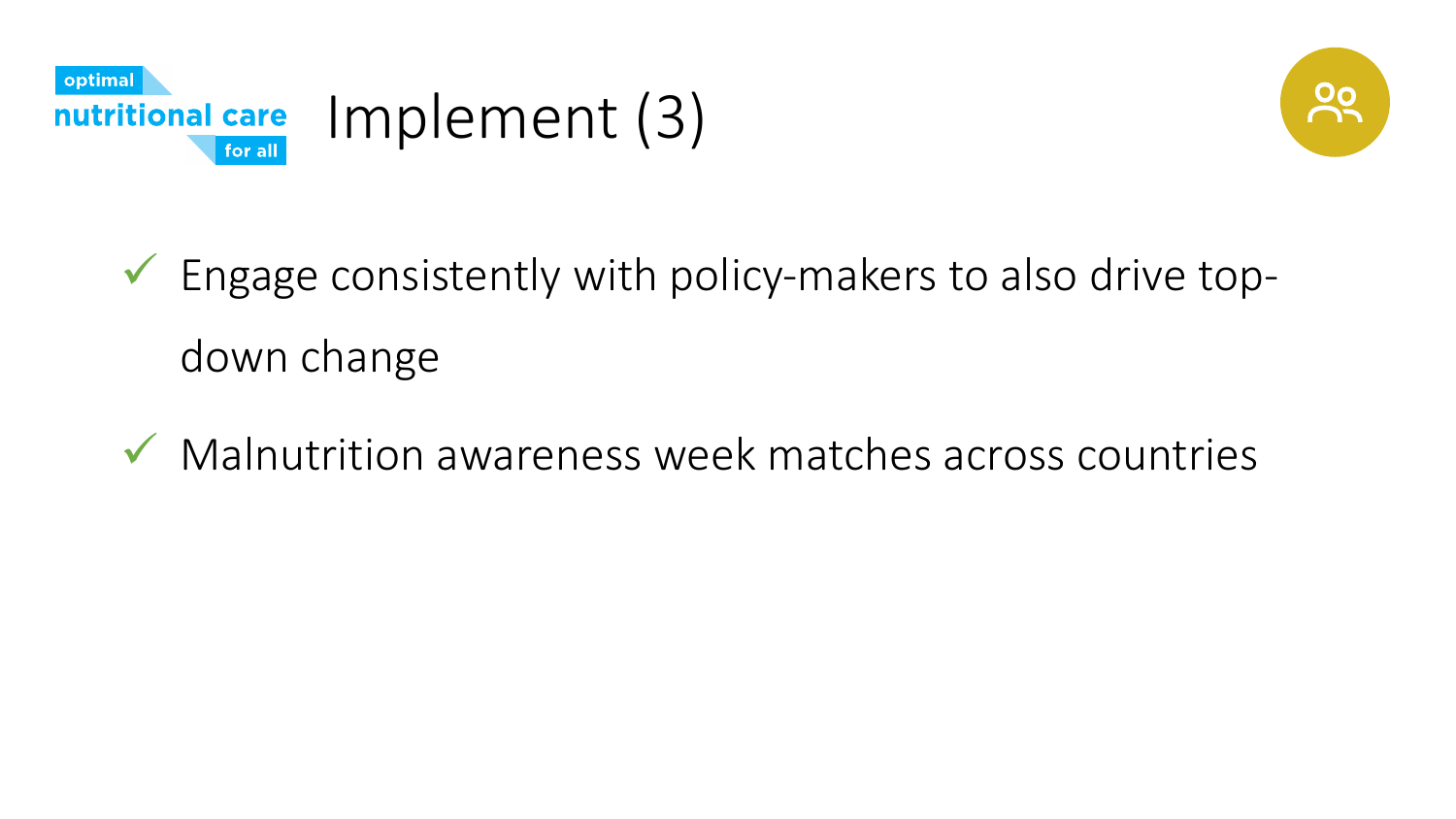optimal nutritional care for all

# Implement (3)

- ✓ Engage consistently with policy-makers to also drive top-down change
- ✓ Malnutrition awareness week matches across countries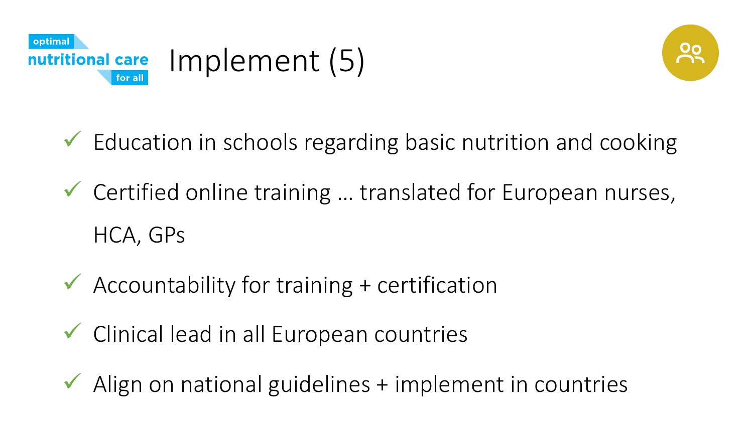# Implement (5)

- ✓ Education in schools regarding basic nutrition and cooking
- ✓ Certified online training … translated for European nurses, HCA, GPs
- ✓ Accountability for training + certification
- ✓ Clinical lead in all European countries
- ✓ Align on national guidelines + implement in countries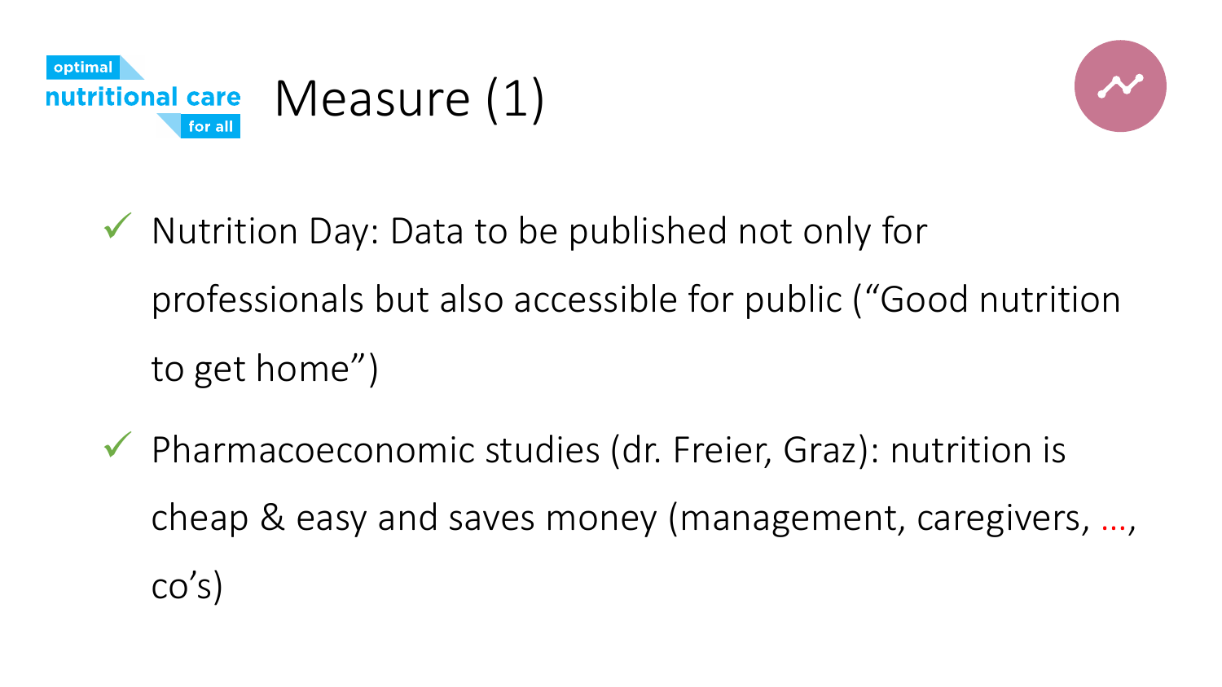# Measure (1)

- ✓ Nutrition Day: Data to be published not only for professionals but also accessible for public (“Good nutrition to get home”)
- ✓ Pharmacoeconomic studies (dr. Freier, Graz): nutrition is cheap & easy and saves money (management, caregivers, …, co’s)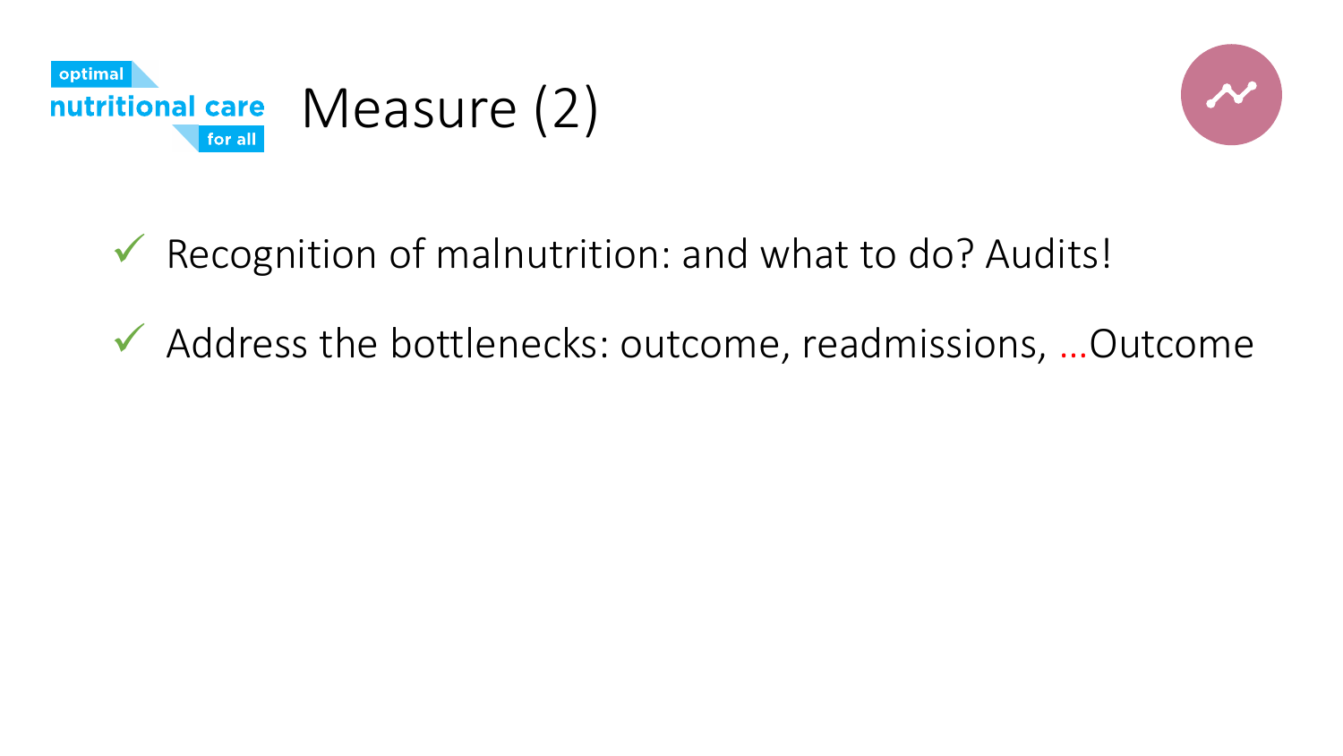# Measure (2)

- ✓ Recognition of malnutrition: and what to do? Audits!
- ✓ Address the bottlenecks: outcome, readmissions, …Outcome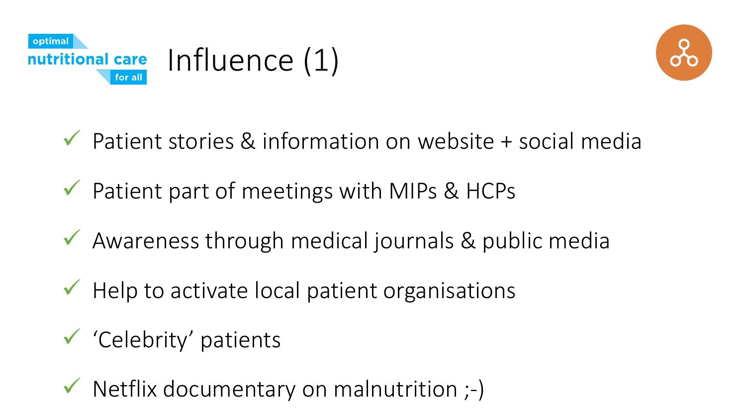optimal nutritional care for all

# Influence (1)

- ✓ Patient stories & information on website + social media
- ✓ Patient part of meetings with MIPs & HCPs
- ✓ Awareness through medical journals & public media
- ✓ Help to activate local patient organisations
- ✓ 'Celebrity' patients
- ✓ Netflix documentary on malnutrition ;-)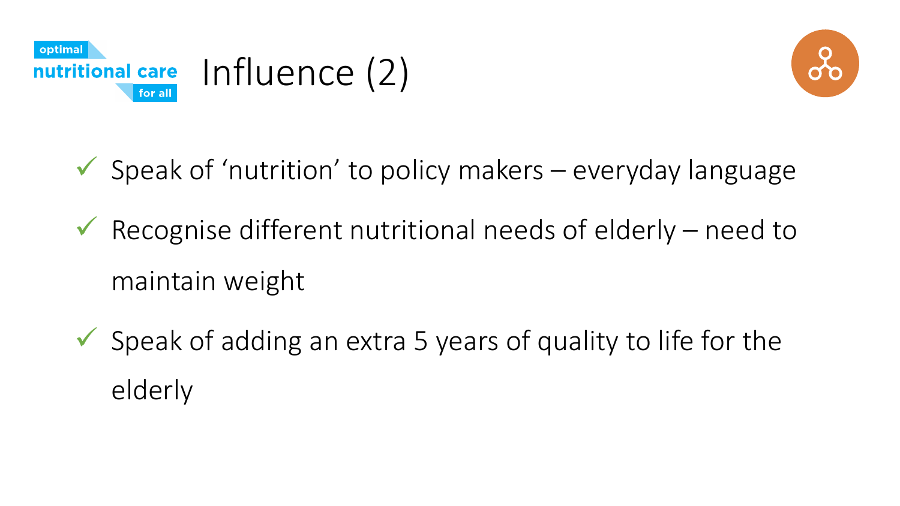# Influence (2)

- ✓ Speak of ‘nutrition’ to policy makers – everyday language
- ✓ Recognise different nutritional needs of elderly – need to maintain weight
- ✓ Speak of adding an extra 5 years of quality to life for the elderly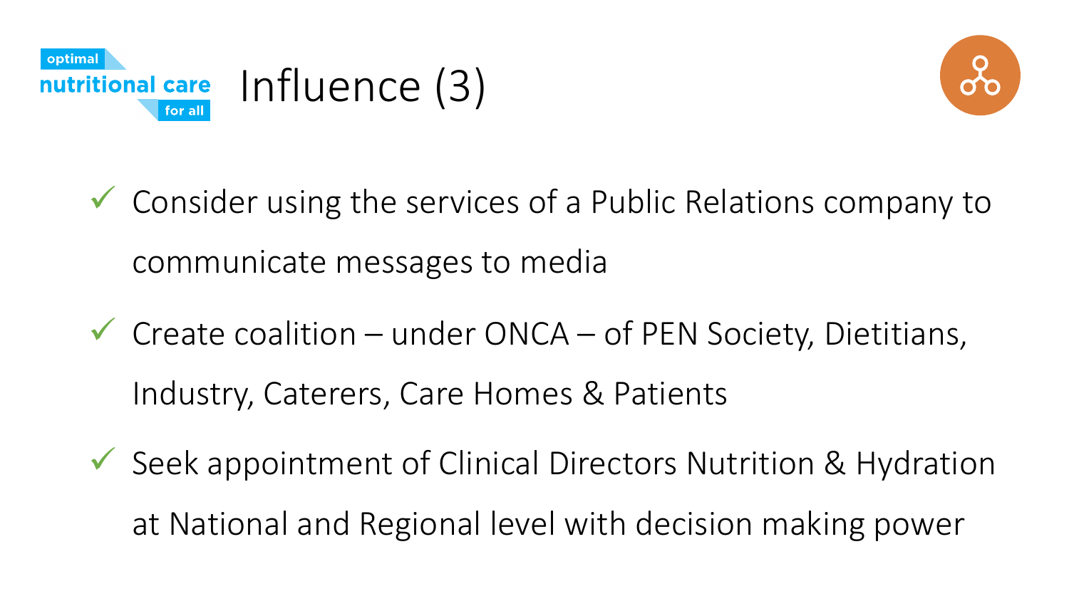# Influence (3)

- ✓ Consider using the services of a Public Relations company to communicate messages to media
- ✓ Create coalition – under ONCA – of PEN Society, Dietitians, Industry, Caterers, Care Homes & Patients
- ✓ Seek appointment of Clinical Directors Nutrition & Hydration at National and Regional level with decision making power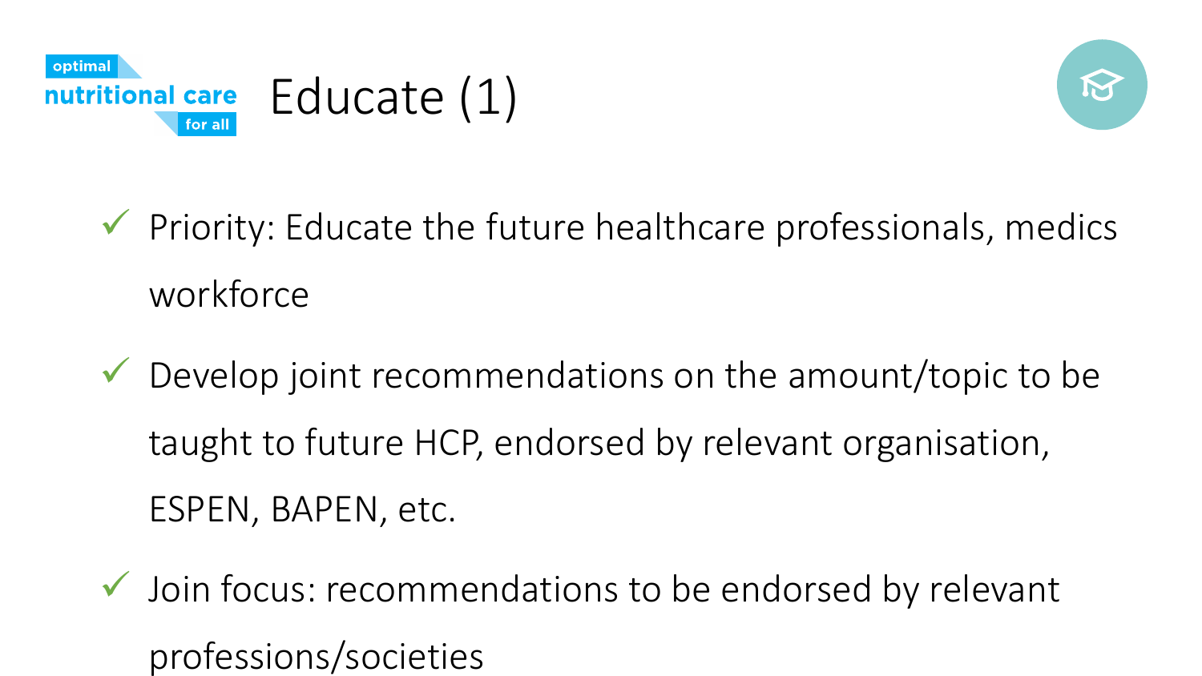optimal nutritional care for all

# Educate (1)

- Priority: Educate the future healthcare professionals, medics workforce
- Develop joint recommendations on the amount/topic to be taught to future HCP, endorsed by relevant organisation, ESPEN, BAPEN, etc.
- Join focus: recommendations to be endorsed by relevant professions/societies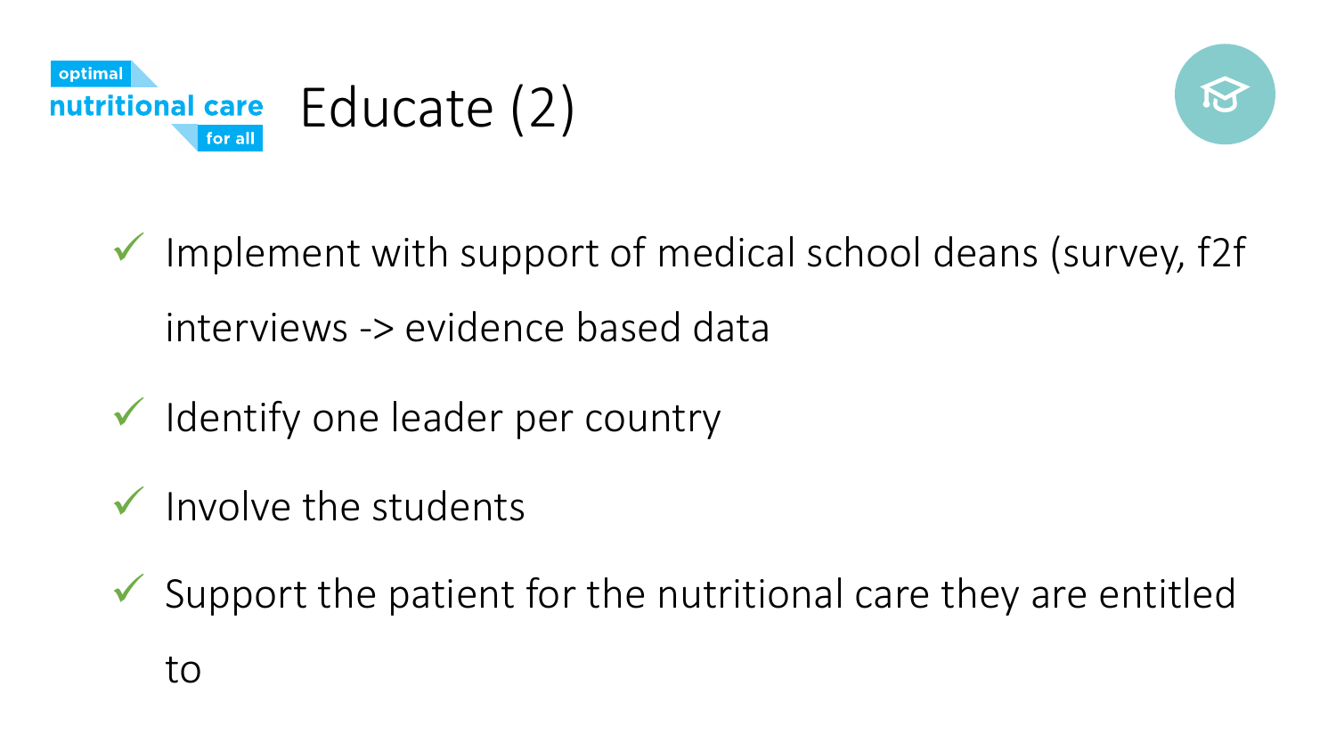# Educate (2)

- Implement with support of medical school deans (survey, f2f interviews -> evidence based data
- Identify one leader per country
- Involve the students
- Support the patient for the nutritional care they are entitled to